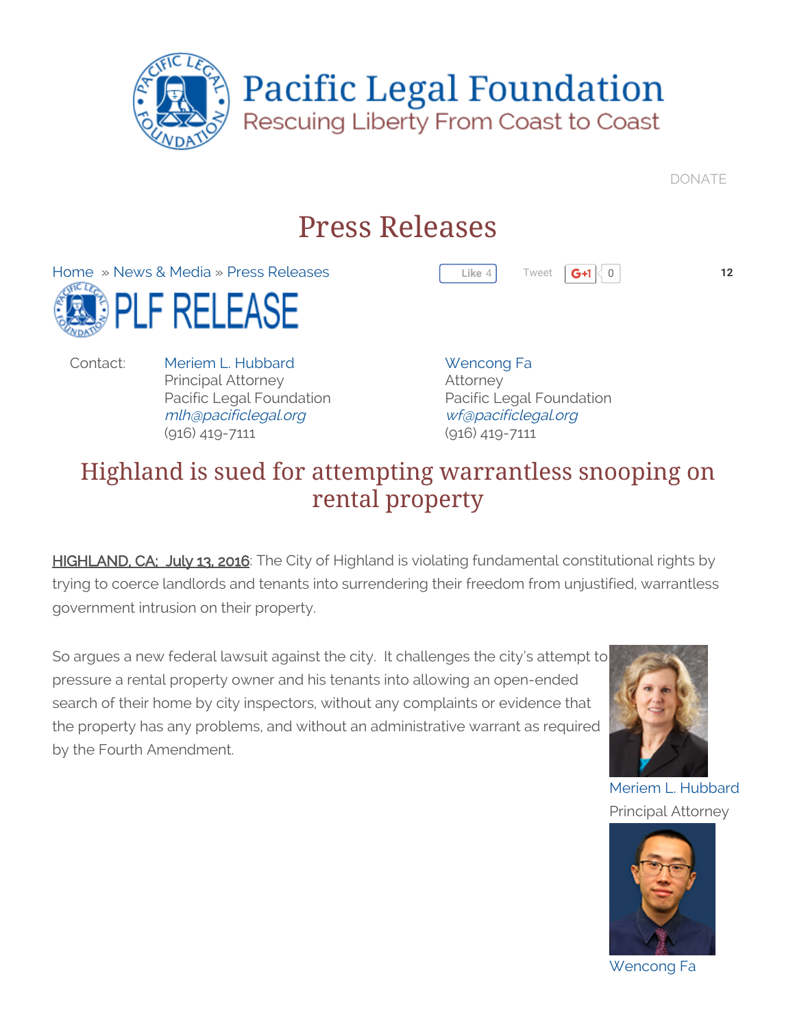# Pacific Legal Foundation

Rescuing Liberty From Coast to Coast

DONATE

## Press Releases

Home » News & Media » Press Releases

Like 4 Tweet G+1 0 12

PLF RELEASE

Contact: Meriem L. Hubbard
Principal Attorney
Pacific Legal Foundation
*mlh@pacificlegal.org*
(916) 419-7111

Wencong Fa
Attorney
Pacific Legal Foundation
*wf@pacificlegal.org*
(916) 419-7111

## Highland is sued for attempting warrantless snooping on rental property

HIGHLAND, CA; July 13, 2016: The City of Highland is violating fundamental constitutional rights by trying to coerce landlords and tenants into surrendering their freedom from unjustified, warrantless government intrusion on their property.

So argues a new federal lawsuit against the city. It challenges the city's attempt to pressure a rental property owner and his tenants into allowing an open-ended search of their home by city inspectors, without any complaints or evidence that the property has any problems, and without an administrative warrant as required by the Fourth Amendment.

Meriem L. Hubbard
Principal Attorney

Wencong Fa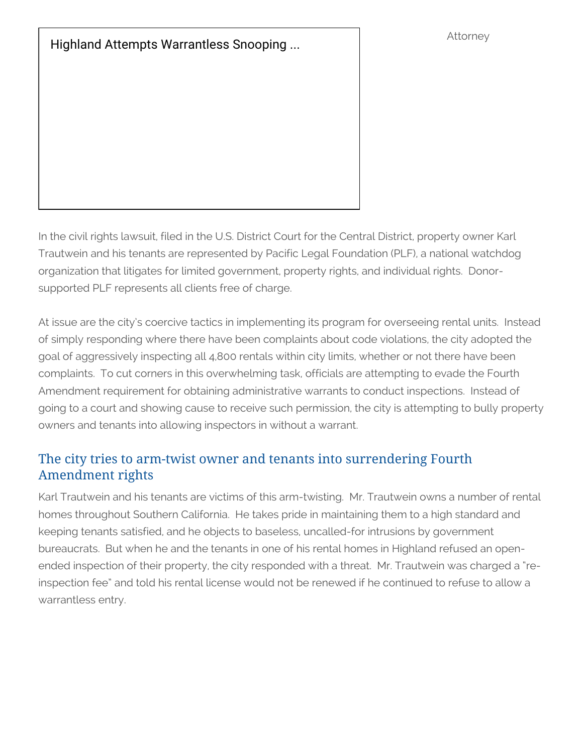Highland Attempts Warrantless Snooping ...

Attorney

In the civil rights lawsuit, filed in the U.S. District Court for the Central District, property owner Karl Trautwein and his tenants are represented by Pacific Legal Foundation (PLF), a national watchdog organization that litigates for limited government, property rights, and individual rights. Donor-supported PLF represents all clients free of charge.

At issue are the city's coercive tactics in implementing its program for overseeing rental units. Instead of simply responding where there have been complaints about code violations, the city adopted the goal of aggressively inspecting all 4,800 rentals within city limits, whether or not there have been complaints. To cut corners in this overwhelming task, officials are attempting to evade the Fourth Amendment requirement for obtaining administrative warrants to conduct inspections. Instead of going to a court and showing cause to receive such permission, the city is attempting to bully property owners and tenants into allowing inspectors in without a warrant.

## The city tries to arm-twist owner and tenants into surrendering Fourth Amendment rights

Karl Trautwein and his tenants are victims of this arm-twisting. Mr. Trautwein owns a number of rental homes throughout Southern California. He takes pride in maintaining them to a high standard and keeping tenants satisfied, and he objects to baseless, uncalled-for intrusions by government bureaucrats. But when he and the tenants in one of his rental homes in Highland refused an open-ended inspection of their property, the city responded with a threat. Mr. Trautwein was charged a "re-inspection fee" and told his rental license would not be renewed if he continued to refuse to allow a warrantless entry.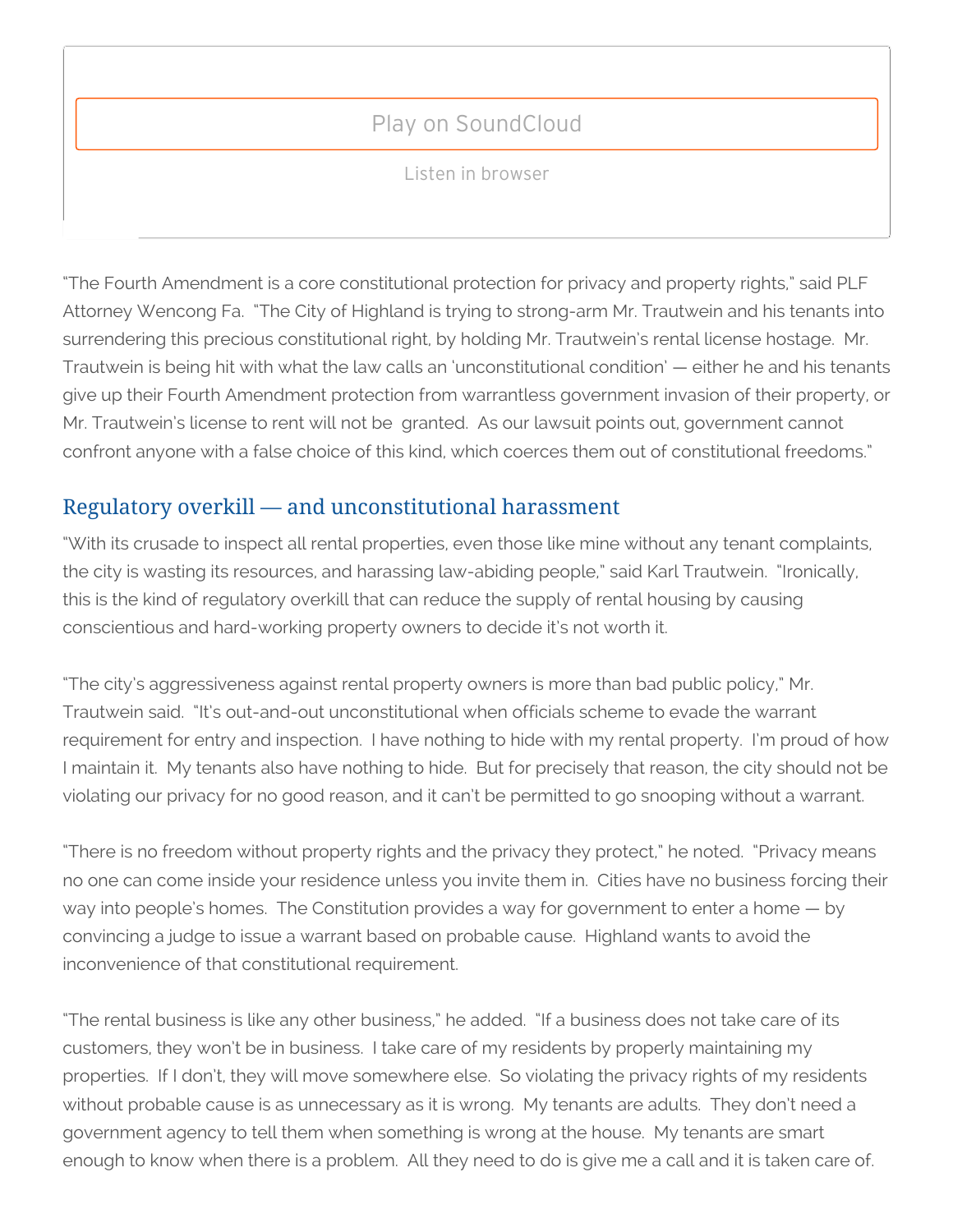Play on SoundCloud

Listen in browser

"The Fourth Amendment is a core constitutional protection for privacy and property rights," said PLF Attorney Wencong Fa. "The City of Highland is trying to strong-arm Mr. Trautwein and his tenants into surrendering this precious constitutional right, by holding Mr. Trautwein's rental license hostage. Mr. Trautwein is being hit with what the law calls an 'unconstitutional condition' — either he and his tenants give up their Fourth Amendment protection from warrantless government invasion of their property, or Mr. Trautwein's license to rent will not be granted. As our lawsuit points out, government cannot confront anyone with a false choice of this kind, which coerces them out of constitutional freedoms."

## Regulatory overkill — and unconstitutional harassment

"With its crusade to inspect all rental properties, even those like mine without any tenant complaints, the city is wasting its resources, and harassing law-abiding people," said Karl Trautwein. "Ironically, this is the kind of regulatory overkill that can reduce the supply of rental housing by causing conscientious and hard-working property owners to decide it's not worth it.

"The city's aggressiveness against rental property owners is more than bad public policy," Mr. Trautwein said. "It's out-and-out unconstitutional when officials scheme to evade the warrant requirement for entry and inspection. I have nothing to hide with my rental property. I'm proud of how I maintain it. My tenants also have nothing to hide. But for precisely that reason, the city should not be violating our privacy for no good reason, and it can't be permitted to go snooping without a warrant.

"There is no freedom without property rights and the privacy they protect," he noted. "Privacy means no one can come inside your residence unless you invite them in. Cities have no business forcing their way into people's homes. The Constitution provides a way for government to enter a home — by convincing a judge to issue a warrant based on probable cause. Highland wants to avoid the inconvenience of that constitutional requirement.

"The rental business is like any other business," he added. "If a business does not take care of its customers, they won't be in business. I take care of my residents by properly maintaining my properties. If I don't, they will move somewhere else. So violating the privacy rights of my residents without probable cause is as unnecessary as it is wrong. My tenants are adults. They don't need a government agency to tell them when something is wrong at the house. My tenants are smart enough to know when there is a problem. All they need to do is give me a call and it is taken care of.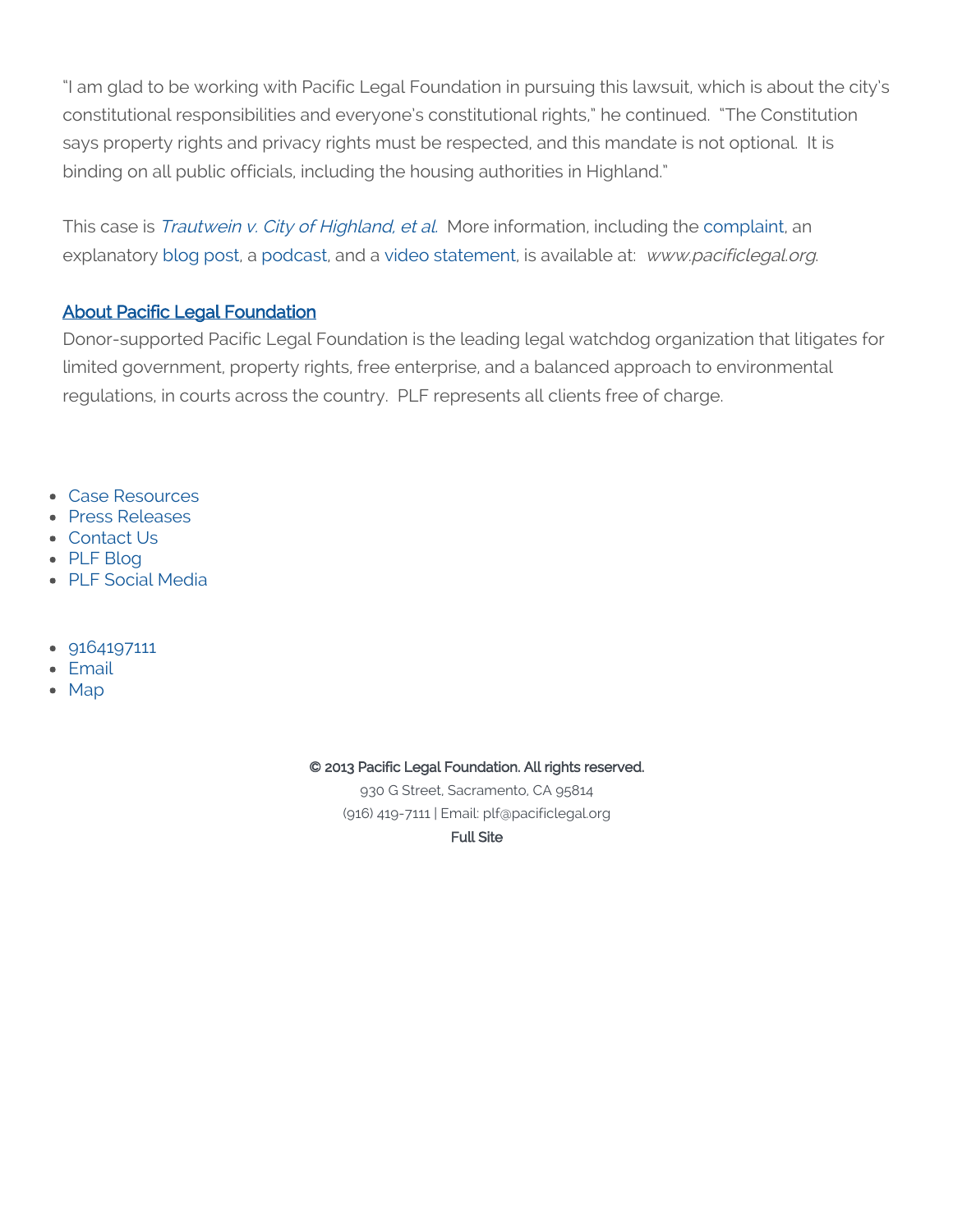"I am glad to be working with Pacific Legal Foundation in pursuing this lawsuit, which is about the city's constitutional responsibilities and everyone's constitutional rights," he continued. "The Constitution says property rights and privacy rights must be respected, and this mandate is not optional. It is binding on all public officials, including the housing authorities in Highland."

This case is *Trautwein v. City of Highland, et al.* More information, including the complaint, an explanatory blog post, a podcast, and a video statement, is available at: *www.pacificlegal.org*.

**About Pacific Legal Foundation**

Donor-supported Pacific Legal Foundation is the leading legal watchdog organization that litigates for limited government, property rights, free enterprise, and a balanced approach to environmental regulations, in courts across the country. PLF represents all clients free of charge.

- Case Resources
- Press Releases
- Contact Us
- PLF Blog
- PLF Social Media

- 9164197111
- Email
- Map

**© 2013 Pacific Legal Foundation. All rights reserved.**

930 G Street, Sacramento, CA 95814

(916) 419-7111 | Email: plf@pacificlegal.org

**Full Site**